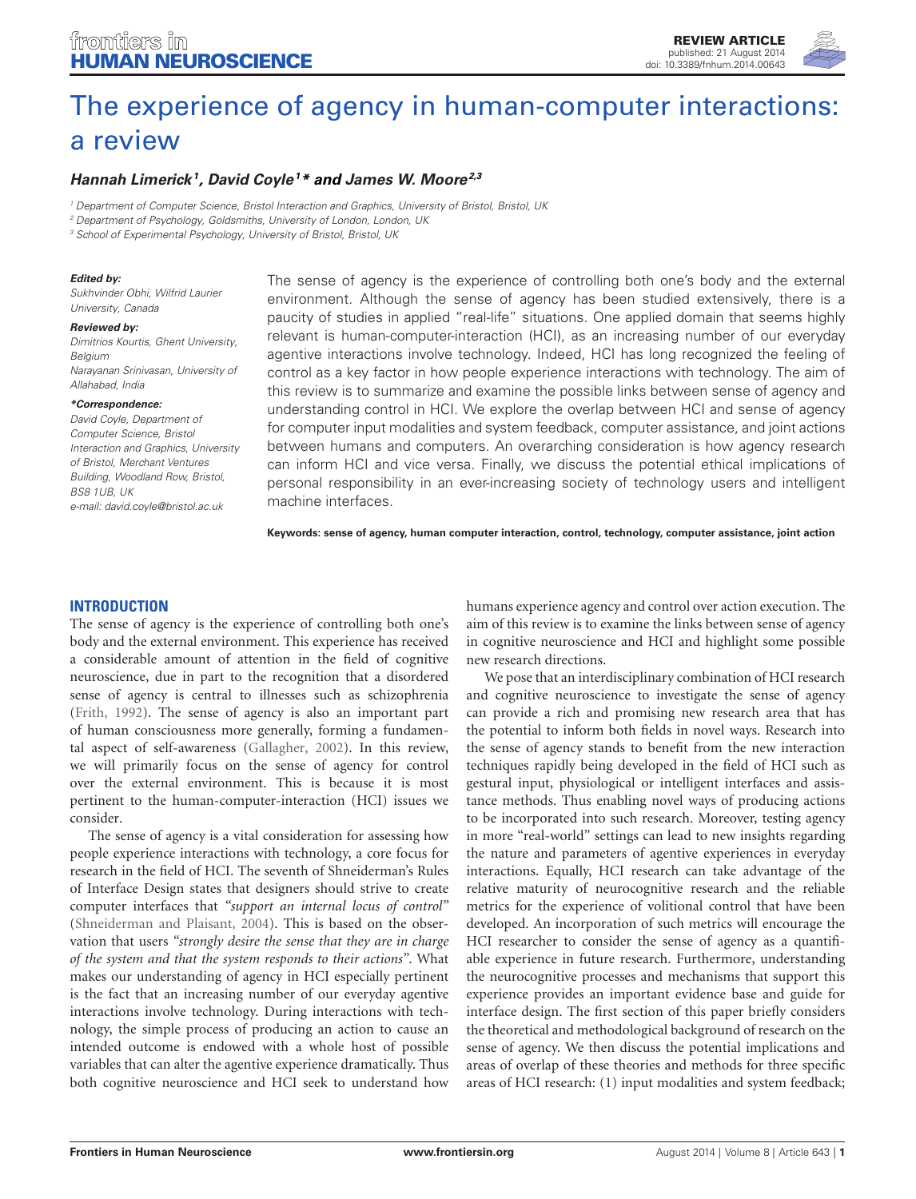REVIEW ARTICLE
published: 21 August 2014
doi: 10.3389/fnhum.2014.00643

# The experience of agency in human-computer interactions: a review

**Hannah Limerick[1], David Coyle[1]* and James W. Moore[2,3]**

[1] Department of Computer Science, Bristol Interaction and Graphics, University of Bristol, Bristol, UK
[2] Department of Psychology, Goldsmiths, University of London, London, UK
[3] School of Experimental Psychology, University of Bristol, Bristol, UK

***Edited by:***
*Sukhvinder Obhi, Wilfrid Laurier University, Canada*

***Reviewed by:***
*Dimitrios Kourtis, Ghent University, Belgium*
*Narayanan Srinivasan, University of Allahabad, India*

***\*Correspondence:***
*David Coyle, Department of Computer Science, Bristol Interaction and Graphics, University of Bristol, Merchant Ventures Building, Woodland Row, Bristol, BS8 1UB, UK*
*e-mail: david.coyle@bristol.ac.uk*

The sense of agency is the experience of controlling both one's body and the external environment. Although the sense of agency has been studied extensively, there is a paucity of studies in applied "real-life" situations. One applied domain that seems highly relevant is human-computer-interaction (HCI), as an increasing number of our everyday agentive interactions involve technology. Indeed, HCI has long recognized the feeling of control as a key factor in how people experience interactions with technology. The aim of this review is to summarize and examine the possible links between sense of agency and understanding control in HCI. We explore the overlap between HCI and sense of agency for computer input modalities and system feedback, computer assistance, and joint actions between humans and computers. An overarching consideration is how agency research can inform HCI and vice versa. Finally, we discuss the potential ethical implications of personal responsibility in an ever-increasing society of technology users and intelligent machine interfaces.

**Keywords: sense of agency, human computer interaction, control, technology, computer assistance, joint action**

## INTRODUCTION

The sense of agency is the experience of controlling both one's body and the external environment. This experience has received a considerable amount of attention in the field of cognitive neuroscience, due in part to the recognition that a disordered sense of agency is central to illnesses such as schizophrenia (Frith, 1992). The sense of agency is also an important part of human consciousness more generally, forming a fundamental aspect of self-awareness (Gallagher, 2002). In this review, we will primarily focus on the sense of agency for control over the external environment. This is because it is most pertinent to the human-computer-interaction (HCI) issues we consider.

The sense of agency is a vital consideration for assessing how people experience interactions with technology, a core focus for research in the field of HCI. The seventh of Shneiderman's Rules of Interface Design states that designers should strive to create computer interfaces that *"support an internal locus of control"* (Shneiderman and Plaisant, 2004). This is based on the observation that users *"strongly desire the sense that they are in charge of the system and that the system responds to their actions"*. What makes our understanding of agency in HCI especially pertinent is the fact that an increasing number of our everyday agentive interactions involve technology. During interactions with technology, the simple process of producing an action to cause an intended outcome is endowed with a whole host of possible variables that can alter the agentive experience dramatically. Thus both cognitive neuroscience and HCI seek to understand how humans experience agency and control over action execution. The aim of this review is to examine the links between sense of agency in cognitive neuroscience and HCI and highlight some possible new research directions.

We pose that an interdisciplinary combination of HCI research and cognitive neuroscience to investigate the sense of agency can provide a rich and promising new research area that has the potential to inform both fields in novel ways. Research into the sense of agency stands to benefit from the new interaction techniques rapidly being developed in the field of HCI such as gestural input, physiological or intelligent interfaces and assistance methods. Thus enabling novel ways of producing actions to be incorporated into such research. Moreover, testing agency in more "real-world" settings can lead to new insights regarding the nature and parameters of agentive experiences in everyday interactions. Equally, HCI research can take advantage of the relative maturity of neurocognitive research and the reliable metrics for the experience of volitional control that have been developed. An incorporation of such metrics will encourage the HCI researcher to consider the sense of agency as a quantifiable experience in future research. Furthermore, understanding the neurocognitive processes and mechanisms that support this experience provides an important evidence base and guide for interface design. The first section of this paper briefly considers the theoretical and methodological background of research on the sense of agency. We then discuss the potential implications and areas of overlap of these theories and methods for three specific areas of HCI research: (1) input modalities and system feedback;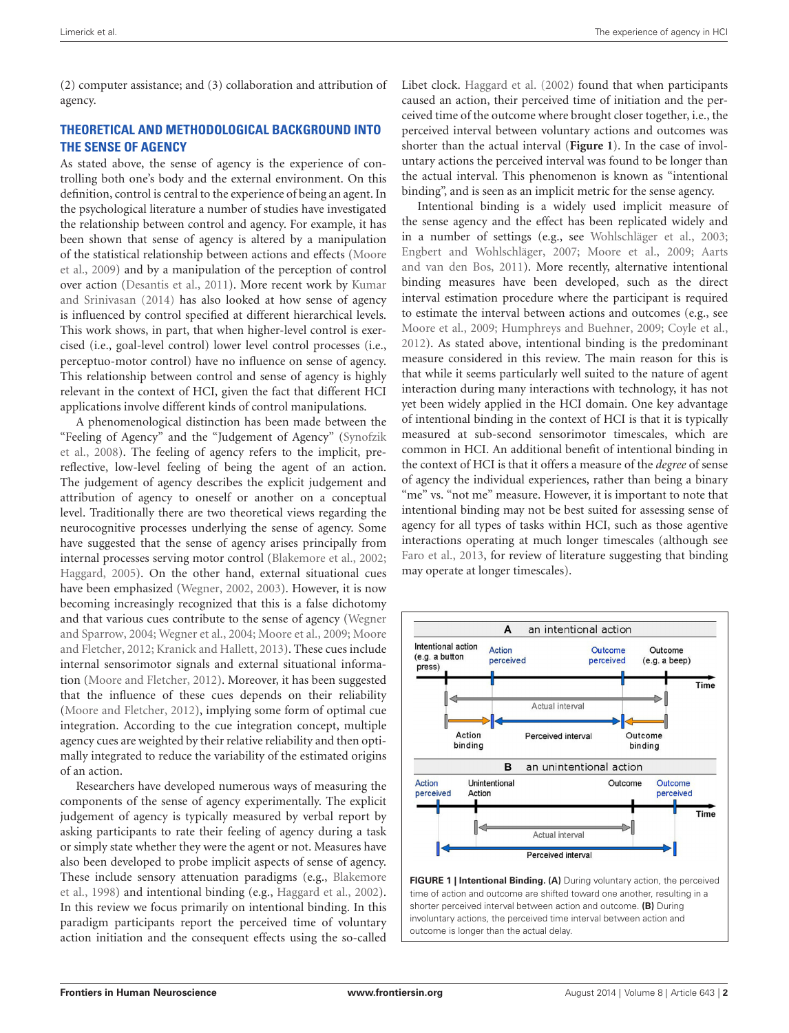(2) computer assistance; and (3) collaboration and attribution of agency.

## THEORETICAL AND METHODOLOGICAL BACKGROUND INTO THE SENSE OF AGENCY

As stated above, the sense of agency is the experience of controlling both one's body and the external environment. On this definition, control is central to the experience of being an agent. In the psychological literature a number of studies have investigated the relationship between control and agency. For example, it has been shown that sense of agency is altered by a manipulation of the statistical relationship between actions and effects (Moore et al., 2009) and by a manipulation of the perception of control over action (Desantis et al., 2011). More recent work by Kumar and Srinivasan (2014) has also looked at how sense of agency is influenced by control specified at different hierarchical levels. This work shows, in part, that when higher-level control is exercised (i.e., goal-level control) lower level control processes (i.e., perceptuo-motor control) have no influence on sense of agency. This relationship between control and sense of agency is highly relevant in the context of HCI, given the fact that different HCI applications involve different kinds of control manipulations.

A phenomenological distinction has been made between the "Feeling of Agency" and the "Judgement of Agency" (Synofzik et al., 2008). The feeling of agency refers to the implicit, pre-reflective, low-level feeling of being the agent of an action. The judgement of agency describes the explicit judgement and attribution of agency to oneself or another on a conceptual level. Traditionally there are two theoretical views regarding the neurocognitive processes underlying the sense of agency. Some have suggested that the sense of agency arises principally from internal processes serving motor control (Blakemore et al., 2002; Haggard, 2005). On the other hand, external situational cues have been emphasized (Wegner, 2002, 2003). However, it is now becoming increasingly recognized that this is a false dichotomy and that various cues contribute to the sense of agency (Wegner and Sparrow, 2004; Wegner et al., 2004; Moore et al., 2009; Moore and Fletcher, 2012; Kranick and Hallett, 2013). These cues include internal sensorimotor signals and external situational information (Moore and Fletcher, 2012). Moreover, it has been suggested that the influence of these cues depends on their reliability (Moore and Fletcher, 2012), implying some form of optimal cue integration. According to the cue integration concept, multiple agency cues are weighted by their relative reliability and then optimally integrated to reduce the variability of the estimated origins of an action.

Researchers have developed numerous ways of measuring the components of the sense of agency experimentally. The explicit judgement of agency is typically measured by verbal report by asking participants to rate their feeling of agency during a task or simply state whether they were the agent or not. Measures have also been developed to probe implicit aspects of sense of agency. These include sensory attenuation paradigms (e.g., Blakemore et al., 1998) and intentional binding (e.g., Haggard et al., 2002). In this review we focus primarily on intentional binding. In this paradigm participants report the perceived time of voluntary action initiation and the consequent effects using the so-called Libet clock. Haggard et al. (2002) found that when participants caused an action, their perceived time of initiation and the perceived time of the outcome where brought closer together, i.e., the perceived interval between voluntary actions and outcomes was shorter than the actual interval (**Figure 1**). In the case of involuntary actions the perceived interval was found to be longer than the actual interval. This phenomenon is known as "intentional binding", and is seen as an implicit metric for the sense agency.

Intentional binding is a widely used implicit measure of the sense agency and the effect has been replicated widely and in a number of settings (e.g., see Wohlschläger et al., 2003; Engbert and Wohlschläger, 2007; Moore et al., 2009; Aarts and van den Bos, 2011). More recently, alternative intentional binding measures have been developed, such as the direct interval estimation procedure where the participant is required to estimate the interval between actions and outcomes (e.g., see Moore et al., 2009; Humphreys and Buehner, 2009; Coyle et al., 2012). As stated above, intentional binding is the predominant measure considered in this review. The main reason for this is that while it seems particularly well suited to the nature of agent interaction during many interactions with technology, it has not yet been widely applied in the HCI domain. One key advantage of intentional binding in the context of HCI is that it is typically measured at sub-second sensorimotor timescales, which are common in HCI. An additional benefit of intentional binding in the context of HCI is that it offers a measure of the *degree* of sense of agency the individual experiences, rather than being a binary "me" vs. "not me" measure. However, it is important to note that intentional binding may not be best suited for assessing sense of agency for all types of tasks within HCI, such as those agentive interactions operating at much longer timescales (although see Faro et al., 2013, for review of literature suggesting that binding may operate at longer timescales).

**FIGURE 1 | Intentional Binding. (A)** During voluntary action, the perceived time of action and outcome are shifted toward one another, resulting in a shorter perceived interval between action and outcome. **(B)** During involuntary actions, the perceived time interval between action and outcome is longer than the actual delay.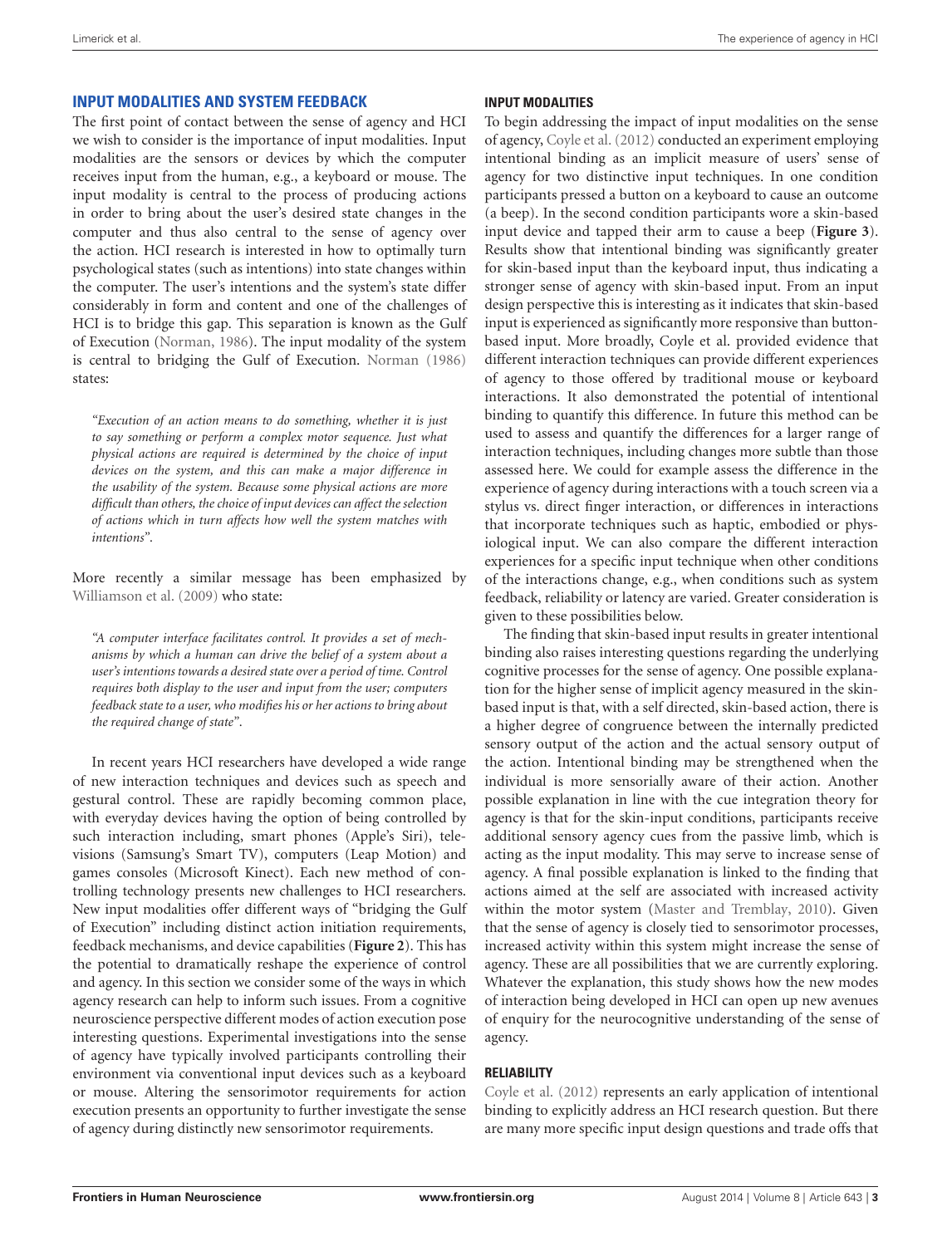## INPUT MODALITIES AND SYSTEM FEEDBACK

The first point of contact between the sense of agency and HCI we wish to consider is the importance of input modalities. Input modalities are the sensors or devices by which the computer receives input from the human, e.g., a keyboard or mouse. The input modality is central to the process of producing actions in order to bring about the user's desired state changes in the computer and thus also central to the sense of agency over the action. HCI research is interested in how to optimally turn psychological states (such as intentions) into state changes within the computer. The user's intentions and the system's state differ considerably in form and content and one of the challenges of HCI is to bridge this gap. This separation is known as the Gulf of Execution (Norman, 1986). The input modality of the system is central to bridging the Gulf of Execution. Norman (1986) states:

> *"Execution of an action means to do something, whether it is just to say something or perform a complex motor sequence. Just what physical actions are required is determined by the choice of input devices on the system, and this can make a major difference in the usability of the system. Because some physical actions are more difficult than others, the choice of input devices can affect the selection of actions which in turn affects how well the system matches with intentions".*

More recently a similar message has been emphasized by Williamson et al. (2009) who state:

> *"A computer interface facilitates control. It provides a set of mechanisms by which a human can drive the belief of a system about a user's intentions towards a desired state over a period of time. Control requires both display to the user and input from the user; computers feedback state to a user, who modifies his or her actions to bring about the required change of state".*

In recent years HCI researchers have developed a wide range of new interaction techniques and devices such as speech and gestural control. These are rapidly becoming common place, with everyday devices having the option of being controlled by such interaction including, smart phones (Apple's Siri), televisions (Samsung's Smart TV), computers (Leap Motion) and games consoles (Microsoft Kinect). Each new method of controlling technology presents new challenges to HCI researchers. New input modalities offer different ways of "bridging the Gulf of Execution" including distinct action initiation requirements, feedback mechanisms, and device capabilities (**Figure 2**). This has the potential to dramatically reshape the experience of control and agency. In this section we consider some of the ways in which agency research can help to inform such issues. From a cognitive neuroscience perspective different modes of action execution pose interesting questions. Experimental investigations into the sense of agency have typically involved participants controlling their environment via conventional input devices such as a keyboard or mouse. Altering the sensorimotor requirements for action execution presents an opportunity to further investigate the sense of agency during distinctly new sensorimotor requirements.

### INPUT MODALITIES

To begin addressing the impact of input modalities on the sense of agency, Coyle et al. (2012) conducted an experiment employing intentional binding as an implicit measure of users' sense of agency for two distinctive input techniques. In one condition participants pressed a button on a keyboard to cause an outcome (a beep). In the second condition participants wore a skin-based input device and tapped their arm to cause a beep (**Figure 3**). Results show that intentional binding was significantly greater for skin-based input than the keyboard input, thus indicating a stronger sense of agency with skin-based input. From an input design perspective this is interesting as it indicates that skin-based input is experienced as significantly more responsive than button-based input. More broadly, Coyle et al. provided evidence that different interaction techniques can provide different experiences of agency to those offered by traditional mouse or keyboard interactions. It also demonstrated the potential of intentional binding to quantify this difference. In future this method can be used to assess and quantify the differences for a larger range of interaction techniques, including changes more subtle than those assessed here. We could for example assess the difference in the experience of agency during interactions with a touch screen via a stylus vs. direct finger interaction, or differences in interactions that incorporate techniques such as haptic, embodied or physiological input. We can also compare the different interaction experiences for a specific input technique when other conditions of the interactions change, e.g., when conditions such as system feedback, reliability or latency are varied. Greater consideration is given to these possibilities below.

The finding that skin-based input results in greater intentional binding also raises interesting questions regarding the underlying cognitive processes for the sense of agency. One possible explanation for the higher sense of implicit agency measured in the skin-based input is that, with a self directed, skin-based action, there is a higher degree of congruence between the internally predicted sensory output of the action and the actual sensory output of the action. Intentional binding may be strengthened when the individual is more sensorially aware of their action. Another possible explanation in line with the cue integration theory for agency is that for the skin-input conditions, participants receive additional sensory agency cues from the passive limb, which is acting as the input modality. This may serve to increase sense of agency. A final possible explanation is linked to the finding that actions aimed at the self are associated with increased activity within the motor system (Master and Tremblay, 2010). Given that the sense of agency is closely tied to sensorimotor processes, increased activity within this system might increase the sense of agency. These are all possibilities that we are currently exploring. Whatever the explanation, this study shows how the new modes of interaction being developed in HCI can open up new avenues of enquiry for the neurocognitive understanding of the sense of agency.

### RELIABILITY

Coyle et al. (2012) represents an early application of intentional binding to explicitly address an HCI research question. But there are many more specific input design questions and trade offs that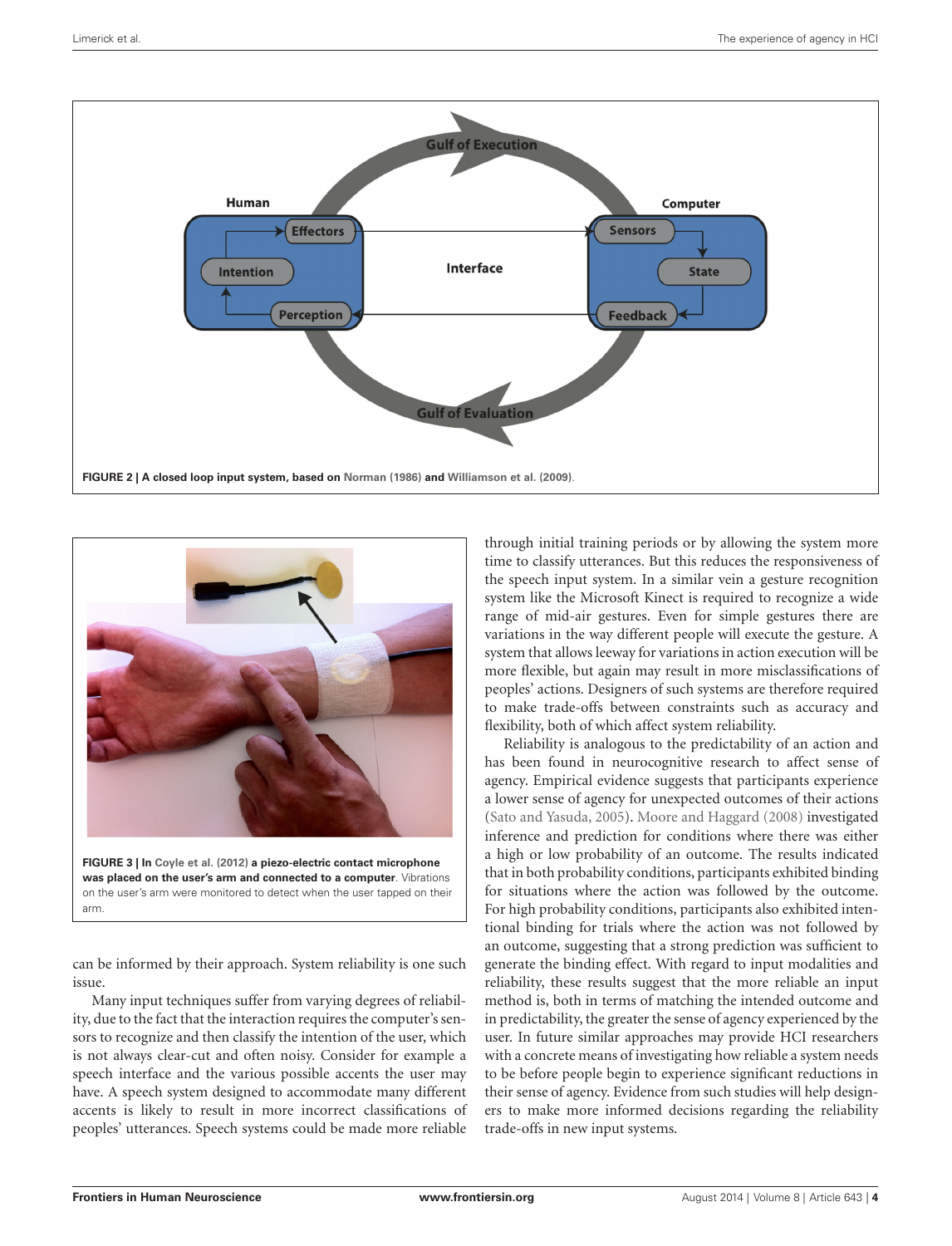**FIGURE 2 | A closed loop input system, based on Norman (1986) and Williamson et al. (2009).**

**FIGURE 3 | In Coyle et al. (2012) a piezo-electric contact microphone was placed on the user's arm and connected to a computer**. Vibrations on the user's arm were monitored to detect when the user tapped on their arm.

can be informed by their approach. System reliability is one such issue.

Many input techniques suffer from varying degrees of reliability, due to the fact that the interaction requires the computer's sensors to recognize and then classify the intention of the user, which is not always clear-cut and often noisy. Consider for example a speech interface and the various possible accents the user may have. A speech system designed to accommodate many different accents is likely to result in more incorrect classifications of peoples' utterances. Speech systems could be made more reliable through initial training periods or by allowing the system more time to classify utterances. But this reduces the responsiveness of the speech input system. In a similar vein a gesture recognition system like the Microsoft Kinect is required to recognize a wide range of mid-air gestures. Even for simple gestures there are variations in the way different people will execute the gesture. A system that allows leeway for variations in action execution will be more flexible, but again may result in more misclassifications of peoples' actions. Designers of such systems are therefore required to make trade-offs between constraints such as accuracy and flexibility, both of which affect system reliability.

Reliability is analogous to the predictability of an action and has been found in neurocognitive research to affect sense of agency. Empirical evidence suggests that participants experience a lower sense of agency for unexpected outcomes of their actions (Sato and Yasuda, 2005). Moore and Haggard (2008) investigated inference and prediction for conditions where there was either a high or low probability of an outcome. The results indicated that in both probability conditions, participants exhibited binding for situations where the action was followed by the outcome. For high probability conditions, participants also exhibited intentional binding for trials where the action was not followed by an outcome, suggesting that a strong prediction was sufficient to generate the binding effect. With regard to input modalities and reliability, these results suggest that the more reliable an input method is, both in terms of matching the intended outcome and in predictability, the greater the sense of agency experienced by the user. In future similar approaches may provide HCI researchers with a concrete means of investigating how reliable a system needs to be before people begin to experience significant reductions in their sense of agency. Evidence from such studies will help designers to make more informed decisions regarding the reliability trade-offs in new input systems.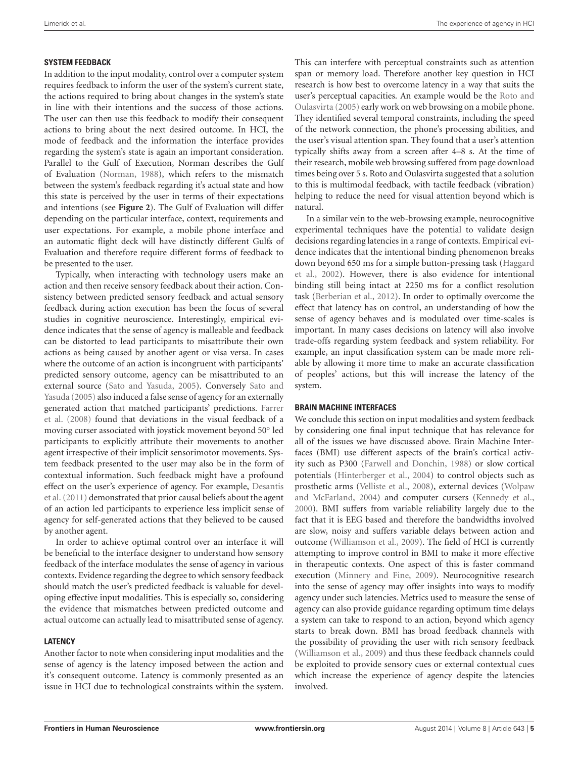### SYSTEM FEEDBACK

In addition to the input modality, control over a computer system requires feedback to inform the user of the system's current state, the actions required to bring about changes in the system's state in line with their intentions and the success of those actions. The user can then use this feedback to modify their consequent actions to bring about the next desired outcome. In HCI, the mode of feedback and the information the interface provides regarding the system's state is again an important consideration. Parallel to the Gulf of Execution, Norman describes the Gulf of Evaluation (Norman, 1988), which refers to the mismatch between the system's feedback regarding it's actual state and how this state is perceived by the user in terms of their expectations and intentions (see **Figure 2**). The Gulf of Evaluation will differ depending on the particular interface, context, requirements and user expectations. For example, a mobile phone interface and an automatic flight deck will have distinctly different Gulfs of Evaluation and therefore require different forms of feedback to be presented to the user.

Typically, when interacting with technology users make an action and then receive sensory feedback about their action. Consistency between predicted sensory feedback and actual sensory feedback during action execution has been the focus of several studies in cognitive neuroscience. Interestingly, empirical evidence indicates that the sense of agency is malleable and feedback can be distorted to lead participants to misattribute their own actions as being caused by another agent or visa versa. In cases where the outcome of an action is incongruent with participants' predicted sensory outcome, agency can be misattributed to an external source (Sato and Yasuda, 2005). Conversely Sato and Yasuda (2005) also induced a false sense of agency for an externally generated action that matched participants' predictions. Farrer et al. (2008) found that deviations in the visual feedback of a moving curser associated with joystick movement beyond 50° led participants to explicitly attribute their movements to another agent irrespective of their implicit sensorimotor movements. System feedback presented to the user may also be in the form of contextual information. Such feedback might have a profound effect on the user's experience of agency. For example, Desantis et al. (2011) demonstrated that prior causal beliefs about the agent of an action led participants to experience less implicit sense of agency for self-generated actions that they believed to be caused by another agent.

In order to achieve optimal control over an interface it will be beneficial to the interface designer to understand how sensory feedback of the interface modulates the sense of agency in various contexts. Evidence regarding the degree to which sensory feedback should match the user's predicted feedback is valuable for developing effective input modalities. This is especially so, considering the evidence that mismatches between predicted outcome and actual outcome can actually lead to misattributed sense of agency.

### LATENCY

Another factor to note when considering input modalities and the sense of agency is the latency imposed between the action and it's consequent outcome. Latency is commonly presented as an issue in HCI due to technological constraints within the system. This can interfere with perceptual constraints such as attention span or memory load. Therefore another key question in HCI research is how best to overcome latency in a way that suits the user's perceptual capacities. An example would be the Roto and Oulasvirta (2005) early work on web browsing on a mobile phone. They identified several temporal constraints, including the speed of the network connection, the phone's processing abilities, and the user's visual attention span. They found that a user's attention typically shifts away from a screen after 4–8 s. At the time of their research, mobile web browsing suffered from page download times being over 5 s. Roto and Oulasvirta suggested that a solution to this is multimodal feedback, with tactile feedback (vibration) helping to reduce the need for visual attention beyond which is natural.

In a similar vein to the web-browsing example, neurocognitive experimental techniques have the potential to validate design decisions regarding latencies in a range of contexts. Empirical evidence indicates that the intentional binding phenomenon breaks down beyond 650 ms for a simple button-pressing task (Haggard et al., 2002). However, there is also evidence for intentional binding still being intact at 2250 ms for a conflict resolution task (Berberian et al., 2012). In order to optimally overcome the effect that latency has on control, an understanding of how the sense of agency behaves and is modulated over time-scales is important. In many cases decisions on latency will also involve trade-offs regarding system feedback and system reliability. For example, an input classification system can be made more reliable by allowing it more time to make an accurate classification of peoples' actions, but this will increase the latency of the system.

### BRAIN MACHINE INTERFACES

We conclude this section on input modalities and system feedback by considering one final input technique that has relevance for all of the issues we have discussed above. Brain Machine Interfaces (BMI) use different aspects of the brain's cortical activity such as P300 (Farwell and Donchin, 1988) or slow cortical potentials (Hinterberger et al., 2004) to control objects such as prosthetic arms (Velliste et al., 2008), external devices (Wolpaw and McFarland, 2004) and computer cursers (Kennedy et al., 2000). BMI suffers from variable reliability largely due to the fact that it is EEG based and therefore the bandwidths involved are slow, noisy and suffers variable delays between action and outcome (Williamson et al., 2009). The field of HCI is currently attempting to improve control in BMI to make it more effective in therapeutic contexts. One aspect of this is faster command execution (Minnery and Fine, 2009). Neurocognitive research into the sense of agency may offer insights into ways to modify agency under such latencies. Metrics used to measure the sense of agency can also provide guidance regarding optimum time delays a system can take to respond to an action, beyond which agency starts to break down. BMI has broad feedback channels with the possibility of providing the user with rich sensory feedback (Williamson et al., 2009) and thus these feedback channels could be exploited to provide sensory cues or external contextual cues which increase the experience of agency despite the latencies involved.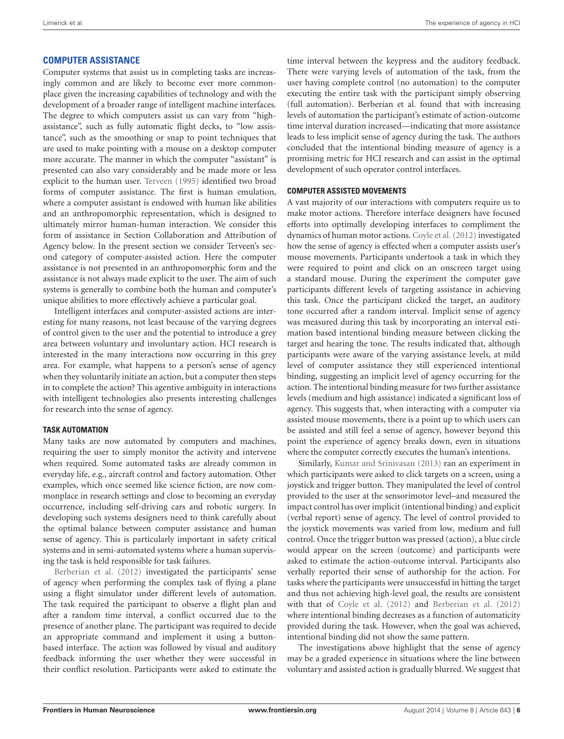## COMPUTER ASSISTANCE

Computer systems that assist us in completing tasks are increasingly common and are likely to become ever more commonplace given the increasing capabilities of technology and with the development of a broader range of intelligent machine interfaces. The degree to which computers assist us can vary from "high-assistance", such as fully automatic flight decks, to "low assistance", such as the smoothing or snap to point techniques that are used to make pointing with a mouse on a desktop computer more accurate. The manner in which the computer "assistant" is presented can also vary considerably and be made more or less explicit to the human user. Terveen (1995) identified two broad forms of computer assistance. The first is human emulation, where a computer assistant is endowed with human like abilities and an anthropomorphic representation, which is designed to ultimately mirror human-human interaction. We consider this form of assistance in Section Collaboration and Attribution of Agency below. In the present section we consider Terveen's second category of computer-assisted action. Here the computer assistance is not presented in an anthropomorphic form and the assistance is not always made explicit to the user. The aim of such systems is generally to combine both the human and computer's unique abilities to more effectively achieve a particular goal.

Intelligent interfaces and computer-assisted actions are interesting for many reasons, not least because of the varying degrees of control given to the user and the potential to introduce a grey area between voluntary and involuntary action. HCI research is interested in the many interactions now occurring in this grey area. For example, what happens to a person's sense of agency when they voluntarily initiate an action, but a computer then steps in to complete the action? This agentive ambiguity in interactions with intelligent technologies also presents interesting challenges for research into the sense of agency.

### TASK AUTOMATION

Many tasks are now automated by computers and machines, requiring the user to simply monitor the activity and intervene when required. Some automated tasks are already common in everyday life, e.g., aircraft control and factory automation. Other examples, which once seemed like science fiction, are now commonplace in research settings and close to becoming an everyday occurrence, including self-driving cars and robotic surgery. In developing such systems designers need to think carefully about the optimal balance between computer assistance and human sense of agency. This is particularly important in safety critical systems and in semi-automated systems where a human supervising the task is held responsible for task failures.

Berberian et al. (2012) investigated the participants' sense of agency when performing the complex task of flying a plane using a flight simulator under different levels of automation. The task required the participant to observe a flight plan and after a random time interval, a conflict occurred due to the presence of another plane. The participant was required to decide an appropriate command and implement it using a button-based interface. The action was followed by visual and auditory feedback informing the user whether they were successful in their conflict resolution. Participants were asked to estimate the time interval between the keypress and the auditory feedback. There were varying levels of automation of the task, from the user having complete control (no automation) to the computer executing the entire task with the participant simply observing (full automation). Berberian et al. found that with increasing levels of automation the participant's estimate of action-outcome time interval duration increased—indicating that more assistance leads to less implicit sense of agency during the task. The authors concluded that the intentional binding measure of agency is a promising metric for HCI research and can assist in the optimal development of such operator control interfaces.

### COMPUTER ASSISTED MOVEMENTS

A vast majority of our interactions with computers require us to make motor actions. Therefore interface designers have focused efforts into optimally developing interfaces to compliment the dynamics of human motor actions. Coyle et al. (2012) investigated how the sense of agency is effected when a computer assists user's mouse movements. Participants undertook a task in which they were required to point and click on an onscreen target using a standard mouse. During the experiment the computer gave participants different levels of targeting assistance in achieving this task. Once the participant clicked the target, an auditory tone occurred after a random interval. Implicit sense of agency was measured during this task by incorporating an interval estimation based intentional binding measure between clicking the target and hearing the tone. The results indicated that, although participants were aware of the varying assistance levels, at mild level of computer assistance they still experienced intentional binding, suggesting an implicit level of agency occurring for the action. The intentional binding measure for two further assistance levels (medium and high assistance) indicated a significant loss of agency. This suggests that, when interacting with a computer via assisted mouse movements, there is a point up to which users can be assisted and still feel a sense of agency, however beyond this point the experience of agency breaks down, even in situations where the computer correctly executes the human's intentions.

Similarly, Kumar and Srinivasan (2013) ran an experiment in which participants were asked to click targets on a screen, using a joystick and trigger button. They manipulated the level of control provided to the user at the sensorimotor level–and measured the impact control has over implicit (intentional binding) and explicit (verbal report) sense of agency. The level of control provided to the joystick movements was varied from low, medium and full control. Once the trigger button was pressed (action), a blue circle would appear on the screen (outcome) and participants were asked to estimate the action-outcome interval. Participants also verbally reported their sense of authorship for the action. For tasks where the participants were unsuccessful in hitting the target and thus not achieving high-level goal, the results are consistent with that of Coyle et al. (2012) and Berberian et al. (2012) where intentional binding decreases as a function of automaticity provided during the task. However, when the goal was achieved, intentional binding did not show the same pattern.

The investigations above highlight that the sense of agency may be a graded experience in situations where the line between voluntary and assisted action is gradually blurred. We suggest that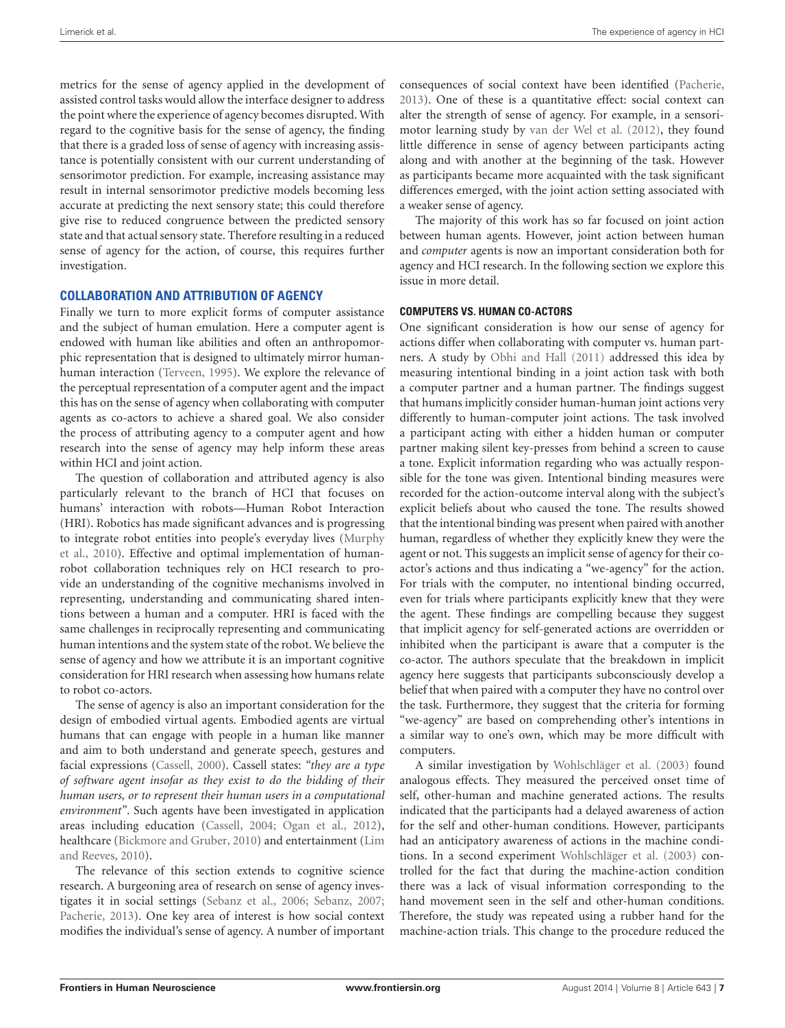metrics for the sense of agency applied in the development of assisted control tasks would allow the interface designer to address the point where the experience of agency becomes disrupted. With regard to the cognitive basis for the sense of agency, the finding that there is a graded loss of sense of agency with increasing assistance is potentially consistent with our current understanding of sensorimotor prediction. For example, increasing assistance may result in internal sensorimotor predictive models becoming less accurate at predicting the next sensory state; this could therefore give rise to reduced congruence between the predicted sensory state and that actual sensory state. Therefore resulting in a reduced sense of agency for the action, of course, this requires further investigation.

## COLLABORATION AND ATTRIBUTION OF AGENCY

Finally we turn to more explicit forms of computer assistance and the subject of human emulation. Here a computer agent is endowed with human like abilities and often an anthropomorphic representation that is designed to ultimately mirror human-human interaction (Terveen, 1995). We explore the relevance of the perceptual representation of a computer agent and the impact this has on the sense of agency when collaborating with computer agents as co-actors to achieve a shared goal. We also consider the process of attributing agency to a computer agent and how research into the sense of agency may help inform these areas within HCI and joint action.

The question of collaboration and attributed agency is also particularly relevant to the branch of HCI that focuses on humans' interaction with robots—Human Robot Interaction (HRI). Robotics has made significant advances and is progressing to integrate robot entities into people's everyday lives (Murphy et al., 2010). Effective and optimal implementation of human-robot collaboration techniques rely on HCI research to provide an understanding of the cognitive mechanisms involved in representing, understanding and communicating shared intentions between a human and a computer. HRI is faced with the same challenges in reciprocally representing and communicating human intentions and the system state of the robot. We believe the sense of agency and how we attribute it is an important cognitive consideration for HRI research when assessing how humans relate to robot co-actors.

The sense of agency is also an important consideration for the design of embodied virtual agents. Embodied agents are virtual humans that can engage with people in a human like manner and aim to both understand and generate speech, gestures and facial expressions (Cassell, 2000). Cassell states: "*they are a type of software agent insofar as they exist to do the bidding of their human users, or to represent their human users in a computational environment*". Such agents have been investigated in application areas including education (Cassell, 2004; Ogan et al., 2012), healthcare (Bickmore and Gruber, 2010) and entertainment (Lim and Reeves, 2010).

The relevance of this section extends to cognitive science research. A burgeoning area of research on sense of agency investigates it in social settings (Sebanz et al., 2006; Sebanz, 2007; Pacherie, 2013). One key area of interest is how social context modifies the individual's sense of agency. A number of important consequences of social context have been identified (Pacherie, 2013). One of these is a quantitative effect: social context can alter the strength of sense of agency. For example, in a sensorimotor learning study by van der Wel et al. (2012), they found little difference in sense of agency between participants acting along and with another at the beginning of the task. However as participants became more acquainted with the task significant differences emerged, with the joint action setting associated with a weaker sense of agency.

The majority of this work has so far focused on joint action between human agents. However, joint action between human and *computer* agents is now an important consideration both for agency and HCI research. In the following section we explore this issue in more detail.

### COMPUTERS VS. HUMAN CO-ACTORS

One significant consideration is how our sense of agency for actions differ when collaborating with computer vs. human partners. A study by Obhi and Hall (2011) addressed this idea by measuring intentional binding in a joint action task with both a computer partner and a human partner. The findings suggest that humans implicitly consider human-human joint actions very differently to human-computer joint actions. The task involved a participant acting with either a hidden human or computer partner making silent key-presses from behind a screen to cause a tone. Explicit information regarding who was actually responsible for the tone was given. Intentional binding measures were recorded for the action-outcome interval along with the subject's explicit beliefs about who caused the tone. The results showed that the intentional binding was present when paired with another human, regardless of whether they explicitly knew they were the agent or not. This suggests an implicit sense of agency for their co-actor's actions and thus indicating a "we-agency" for the action. For trials with the computer, no intentional binding occurred, even for trials where participants explicitly knew that they were the agent. These findings are compelling because they suggest that implicit agency for self-generated actions are overridden or inhibited when the participant is aware that a computer is the co-actor. The authors speculate that the breakdown in implicit agency here suggests that participants subconsciously develop a belief that when paired with a computer they have no control over the task. Furthermore, they suggest that the criteria for forming "we-agency" are based on comprehending other's intentions in a similar way to one's own, which may be more difficult with computers.

A similar investigation by Wohlschläger et al. (2003) found analogous effects. They measured the perceived onset time of self, other-human and machine generated actions. The results indicated that the participants had a delayed awareness of action for the self and other-human conditions. However, participants had an anticipatory awareness of actions in the machine conditions. In a second experiment Wohlschläger et al. (2003) controlled for the fact that during the machine-action condition there was a lack of visual information corresponding to the hand movement seen in the self and other-human conditions. Therefore, the study was repeated using a rubber hand for the machine-action trials. This change to the procedure reduced the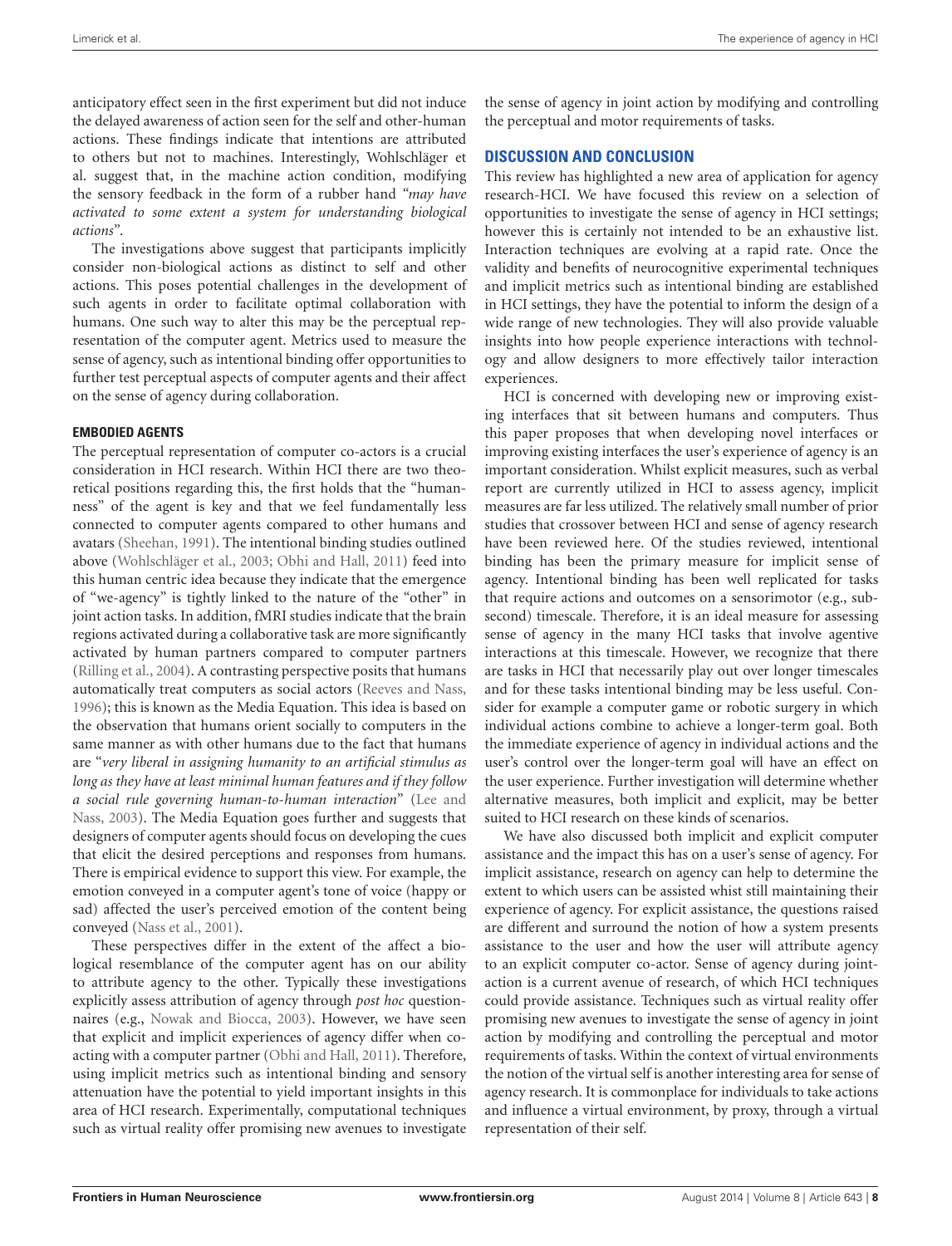anticipatory effect seen in the first experiment but did not induce the delayed awareness of action seen for the self and other-human actions. These findings indicate that intentions are attributed to others but not to machines. Interestingly, Wohlschläger et al. suggest that, in the machine action condition, modifying the sensory feedback in the form of a rubber hand "*may have activated to some extent a system for understanding biological actions*".

The investigations above suggest that participants implicitly consider non-biological actions as distinct to self and other actions. This poses potential challenges in the development of such agents in order to facilitate optimal collaboration with humans. One such way to alter this may be the perceptual representation of the computer agent. Metrics used to measure the sense of agency, such as intentional binding offer opportunities to further test perceptual aspects of computer agents and their affect on the sense of agency during collaboration.

### EMBODIED AGENTS

The perceptual representation of computer co-actors is a crucial consideration in HCI research. Within HCI there are two theoretical positions regarding this, the first holds that the "humanness" of the agent is key and that we feel fundamentally less connected to computer agents compared to other humans and avatars (Sheehan, 1991). The intentional binding studies outlined above (Wohlschläger et al., 2003; Obhi and Hall, 2011) feed into this human centric idea because they indicate that the emergence of "we-agency" is tightly linked to the nature of the "other" in joint action tasks. In addition, fMRI studies indicate that the brain regions activated during a collaborative task are more significantly activated by human partners compared to computer partners (Rilling et al., 2004). A contrasting perspective posits that humans automatically treat computers as social actors (Reeves and Nass, 1996); this is known as the Media Equation. This idea is based on the observation that humans orient socially to computers in the same manner as with other humans due to the fact that humans are "*very liberal in assigning humanity to an artificial stimulus as long as they have at least minimal human features and if they follow a social rule governing human-to-human interaction*" (Lee and Nass, 2003). The Media Equation goes further and suggests that designers of computer agents should focus on developing the cues that elicit the desired perceptions and responses from humans. There is empirical evidence to support this view. For example, the emotion conveyed in a computer agent's tone of voice (happy or sad) affected the user's perceived emotion of the content being conveyed (Nass et al., 2001).

These perspectives differ in the extent of the affect a biological resemblance of the computer agent has on our ability to attribute agency to the other. Typically these investigations explicitly assess attribution of agency through *post hoc* questionnaires (e.g., Nowak and Biocca, 2003). However, we have seen that explicit and implicit experiences of agency differ when co-acting with a computer partner (Obhi and Hall, 2011). Therefore, using implicit metrics such as intentional binding and sensory attenuation have the potential to yield important insights in this area of HCI research. Experimentally, computational techniques such as virtual reality offer promising new avenues to investigate the sense of agency in joint action by modifying and controlling the perceptual and motor requirements of tasks.

## DISCUSSION AND CONCLUSION

This review has highlighted a new area of application for agency research-HCI. We have focused this review on a selection of opportunities to investigate the sense of agency in HCI settings; however this is certainly not intended to be an exhaustive list. Interaction techniques are evolving at a rapid rate. Once the validity and benefits of neurocognitive experimental techniques and implicit metrics such as intentional binding are established in HCI settings, they have the potential to inform the design of a wide range of new technologies. They will also provide valuable insights into how people experience interactions with technology and allow designers to more effectively tailor interaction experiences.

HCI is concerned with developing new or improving existing interfaces that sit between humans and computers. Thus this paper proposes that when developing novel interfaces or improving existing interfaces the user's experience of agency is an important consideration. Whilst explicit measures, such as verbal report are currently utilized in HCI to assess agency, implicit measures are far less utilized. The relatively small number of prior studies that crossover between HCI and sense of agency research have been reviewed here. Of the studies reviewed, intentional binding has been the primary measure for implicit sense of agency. Intentional binding has been well replicated for tasks that require actions and outcomes on a sensorimotor (e.g., sub-second) timescale. Therefore, it is an ideal measure for assessing sense of agency in the many HCI tasks that involve agentive interactions at this timescale. However, we recognize that there are tasks in HCI that necessarily play out over longer timescales and for these tasks intentional binding may be less useful. Consider for example a computer game or robotic surgery in which individual actions combine to achieve a longer-term goal. Both the immediate experience of agency in individual actions and the user's control over the longer-term goal will have an effect on the user experience. Further investigation will determine whether alternative measures, both implicit and explicit, may be better suited to HCI research on these kinds of scenarios.

We have also discussed both implicit and explicit computer assistance and the impact this has on a user's sense of agency. For implicit assistance, research on agency can help to determine the extent to which users can be assisted whist still maintaining their experience of agency. For explicit assistance, the questions raised are different and surround the notion of how a system presents assistance to the user and how the user will attribute agency to an explicit computer co-actor. Sense of agency during joint-action is a current avenue of research, of which HCI techniques could provide assistance. Techniques such as virtual reality offer promising new avenues to investigate the sense of agency in joint action by modifying and controlling the perceptual and motor requirements of tasks. Within the context of virtual environments the notion of the virtual self is another interesting area for sense of agency research. It is commonplace for individuals to take actions and influence a virtual environment, by proxy, through a virtual representation of their self.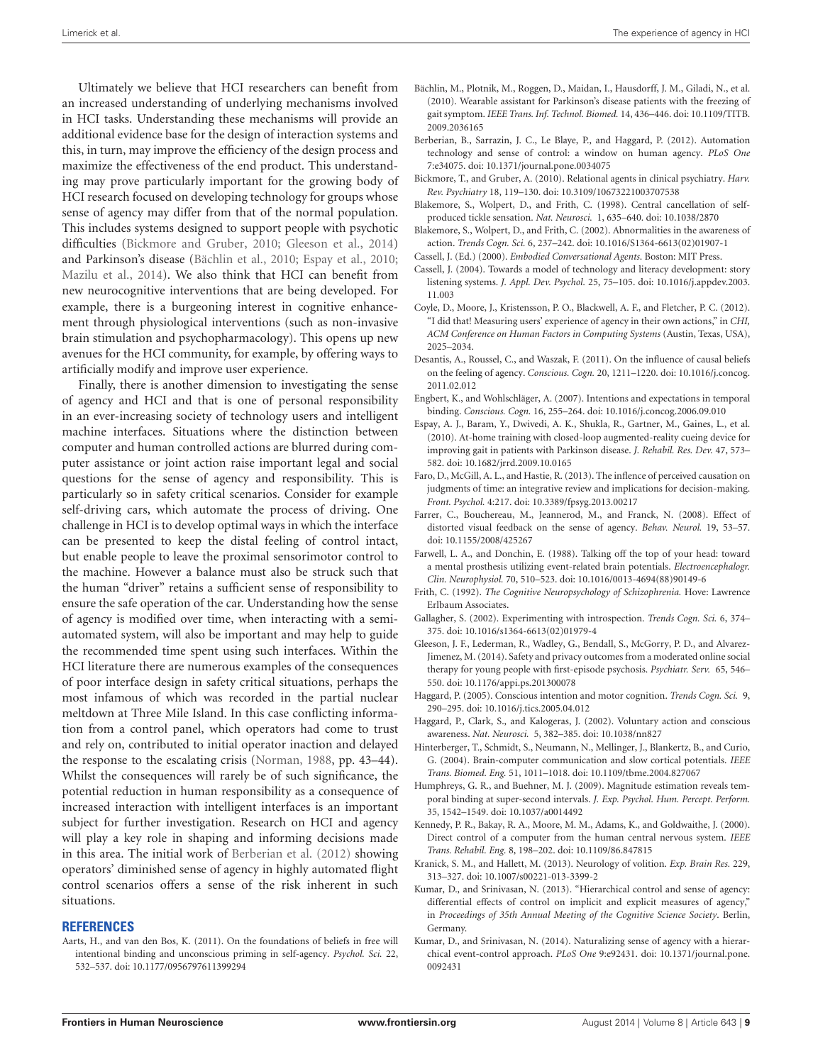Ultimately we believe that HCI researchers can benefit from an increased understanding of underlying mechanisms involved in HCI tasks. Understanding these mechanisms will provide an additional evidence base for the design of interaction systems and this, in turn, may improve the efficiency of the design process and maximize the effectiveness of the end product. This understanding may prove particularly important for the growing body of HCI research focused on developing technology for groups whose sense of agency may differ from that of the normal population. This includes systems designed to support people with psychotic difficulties (Bickmore and Gruber, 2010; Gleeson et al., 2014) and Parkinson's disease (Bächlin et al., 2010; Espay et al., 2010; Mazilu et al., 2014). We also think that HCI can benefit from new neurocognitive interventions that are being developed. For example, there is a burgeoning interest in cognitive enhancement through physiological interventions (such as non-invasive brain stimulation and psychopharmacology). This opens up new avenues for the HCI community, for example, by offering ways to artificially modify and improve user experience.

Finally, there is another dimension to investigating the sense of agency and HCI and that is one of personal responsibility in an ever-increasing society of technology users and intelligent machine interfaces. Situations where the distinction between computer and human controlled actions are blurred during computer assistance or joint action raise important legal and social questions for the sense of agency and responsibility. This is particularly so in safety critical scenarios. Consider for example self-driving cars, which automate the process of driving. One challenge in HCI is to develop optimal ways in which the interface can be presented to keep the distal feeling of control intact, but enable people to leave the proximal sensorimotor control to the machine. However a balance must also be struck such that the human "driver" retains a sufficient sense of responsibility to ensure the safe operation of the car. Understanding how the sense of agency is modified over time, when interacting with a semi-automated system, will also be important and may help to guide the recommended time spent using such interfaces. Within the HCI literature there are numerous examples of the consequences of poor interface design in safety critical situations, perhaps the most infamous of which was recorded in the partial nuclear meltdown at Three Mile Island. In this case conflicting information from a control panel, which operators had come to trust and rely on, contributed to initial operator inaction and delayed the response to the escalating crisis (Norman, 1988, pp. 43–44). Whilst the consequences will rarely be of such significance, the potential reduction in human responsibility as a consequence of increased interaction with intelligent interfaces is an important subject for further investigation. Research on HCI and agency will play a key role in shaping and informing decisions made in this area. The initial work of Berberian et al. (2012) showing operators' diminished sense of agency in highly automated flight control scenarios offers a sense of the risk inherent in such situations.

## REFERENCES

Aarts, H., and van den Bos, K. (2011). On the foundations of beliefs in free will intentional binding and unconscious priming in self-agency. *Psychol. Sci.* 22, 532–537. doi: 10.1177/0956797611399294

Bächlin, M., Plotnik, M., Roggen, D., Maidan, I., Hausdorff, J. M., Giladi, N., et al. (2010). Wearable assistant for Parkinson's disease patients with the freezing of gait symptom. *IEEE Trans. Inf. Technol. Biomed.* 14, 436–446. doi: 10.1109/TITB.2009.2036165

Berberian, B., Sarrazin, J. C., Le Blaye, P., and Haggard, P. (2012). Automation technology and sense of control: a window on human agency. *PLoS One* 7:e34075. doi: 10.1371/journal.pone.0034075

Bickmore, T., and Gruber, A. (2010). Relational agents in clinical psychiatry. *Harv. Rev. Psychiatry* 18, 119–130. doi: 10.3109/10673221003707538

Blakemore, S., Wolpert, D., and Frith, C. (1998). Central cancellation of self-produced tickle sensation. *Nat. Neurosci.* 1, 635–640. doi: 10.1038/2870

Blakemore, S., Wolpert, D., and Frith, C. (2002). Abnormalities in the awareness of action. *Trends Cogn. Sci.* 6, 237–242. doi: 10.1016/S1364-6613(02)01907-1

Cassell, J. (Ed.) (2000). *Embodied Conversational Agents*. Boston: MIT Press.

Cassell, J. (2004). Towards a model of technology and literacy development: story listening systems. *J. Appl. Dev. Psychol.* 25, 75–105. doi: 10.1016/j.appdev.2003.11.003

Coyle, D., Moore, J., Kristensson, P. O., Blackwell, A. F., and Fletcher, P. C. (2012). "I did that! Measuring users' experience of agency in their own actions," in *CHI, ACM Conference on Human Factors in Computing Systems* (Austin, Texas, USA), 2025–2034.

Desantis, A., Roussel, C., and Waszak, F. (2011). On the influence of causal beliefs on the feeling of agency. *Conscious. Cogn.* 20, 1211–1220. doi: 10.1016/j.concog.2011.02.012

Engbert, K., and Wohlschläger, A. (2007). Intentions and expectations in temporal binding. *Conscious. Cogn.* 16, 255–264. doi: 10.1016/j.concog.2006.09.010

Espay, A. J., Baram, Y., Dwivedi, A. K., Shukla, R., Gartner, M., Gaines, L., et al. (2010). At-home training with closed-loop augmented-reality cueing device for improving gait in patients with Parkinson disease. *J. Rehabil. Res. Dev.* 47, 573–582. doi: 10.1682/jrrd.2009.10.0165

Faro, D., McGill, A. L., and Hastie, R. (2013). The inflence of perceived causation on judgments of time: an integrative review and implications for decision-making. *Front. Psychol.* 4:217. doi: 10.3389/fpsyg.2013.00217

Farrer, C., Bouchereau, M., Jeannerod, M., and Franck, N. (2008). Effect of distorted visual feedback on the sense of agency. *Behav. Neurol.* 19, 53–57. doi: 10.1155/2008/425267

Farwell, L. A., and Donchin, E. (1988). Talking off the top of your head: toward a mental prosthesis utilizing event-related brain potentials. *Electroencephalogr. Clin. Neurophysiol.* 70, 510–523. doi: 10.1016/0013-4694(88)90149-6

Frith, C. (1992). *The Cognitive Neuropsychology of Schizophrenia.* Hove: Lawrence Erlbaum Associates.

Gallagher, S. (2002). Experimenting with introspection. *Trends Cogn. Sci.* 6, 374–375. doi: 10.1016/s1364-6613(02)01979-4

Gleeson, J. F., Lederman, R., Wadley, G., Bendall, S., McGorry, P. D., and Alvarez-Jimenez, M. (2014). Safety and privacy outcomes from a moderated online social therapy for young people with first-episode psychosis. *Psychiatr. Serv.* 65, 546–550. doi: 10.1176/appi.ps.201300078

Haggard, P. (2005). Conscious intention and motor cognition. *Trends Cogn. Sci.* 9, 290–295. doi: 10.1016/j.tics.2005.04.012

Haggard, P., Clark, S., and Kalogeras, J. (2002). Voluntary action and conscious awareness. *Nat. Neurosci.* 5, 382–385. doi: 10.1038/nn827

Hinterberger, T., Schmidt, S., Neumann, N., Mellinger, J., Blankertz, B., and Curio, G. (2004). Brain-computer communication and slow cortical potentials. *IEEE Trans. Biomed. Eng.* 51, 1011–1018. doi: 10.1109/tbme.2004.827067

Humphreys, G. R., and Buehner, M. J. (2009). Magnitude estimation reveals temporal binding at super-second intervals. *J. Exp. Psychol. Hum. Percept. Perform.* 35, 1542–1549. doi: 10.1037/a0014492

Kennedy, P. R., Bakay, R. A., Moore, M. M., Adams, K., and Goldwaithe, J. (2000). Direct control of a computer from the human central nervous system. *IEEE Trans. Rehabil. Eng.* 8, 198–202. doi: 10.1109/86.847815

Kranick, S. M., and Hallett, M. (2013). Neurology of volition. *Exp. Brain Res.* 229, 313–327. doi: 10.1007/s00221-013-3399-2

Kumar, D., and Srinivasan, N. (2013). "Hierarchical control and sense of agency: differential effects of control on implicit and explicit measures of agency," in *Proceedings of 35th Annual Meeting of the Cognitive Science Society*. Berlin, Germany.

Kumar, D., and Srinivasan, N. (2014). Naturalizing sense of agency with a hierarchical event-control approach. *PLoS One* 9:e92431. doi: 10.1371/journal.pone.0092431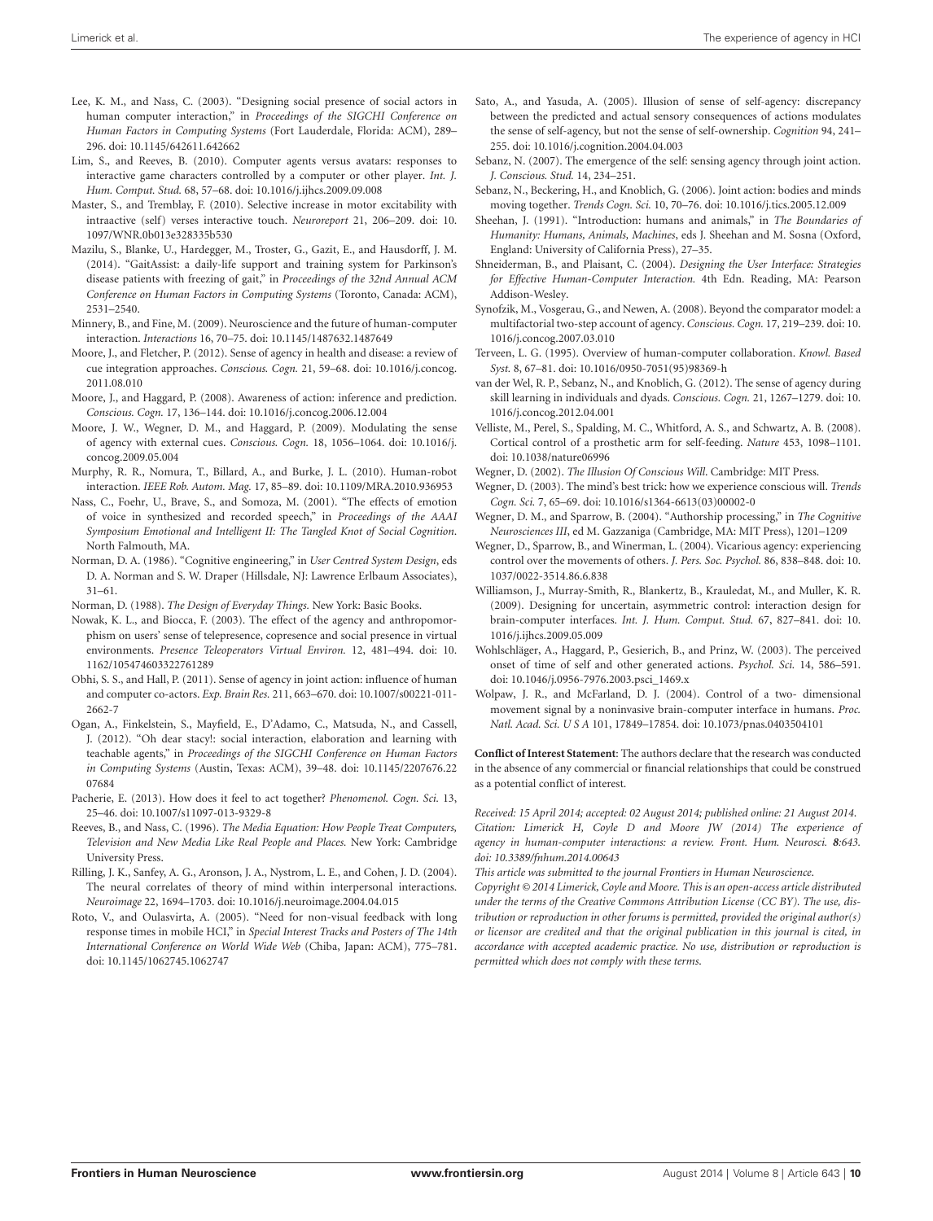Lee, K. M., and Nass, C. (2003). "Designing social presence of social actors in human computer interaction," in *Proceedings of the SIGCHI Conference on Human Factors in Computing Systems* (Fort Lauderdale, Florida: ACM), 289–296. doi: 10.1145/642611.642662

Lim, S., and Reeves, B. (2010). Computer agents versus avatars: responses to interactive game characters controlled by a computer or other player. *Int. J. Hum. Comput. Stud.* 68, 57–68. doi: 10.1016/j.ijhcs.2009.09.008

Master, S., and Tremblay, F. (2010). Selective increase in motor excitability with intraactive (self) verses interactive touch. *Neuroreport* 21, 206–209. doi: 10.1097/WNR.0b013e328335b530

Mazilu, S., Blanke, U., Hardegger, M., Troster, G., Gazit, E., and Hausdorff, J. M. (2014). "GaitAssist: a daily-life support and training system for Parkinson's disease patients with freezing of gait," in *Proceedings of the 32nd Annual ACM Conference on Human Factors in Computing Systems* (Toronto, Canada: ACM), 2531–2540.

Minnery, B., and Fine, M. (2009). Neuroscience and the future of human-computer interaction. *Interactions* 16, 70–75. doi: 10.1145/1487632.1487649

Moore, J., and Fletcher, P. (2012). Sense of agency in health and disease: a review of cue integration approaches. *Conscious. Cogn.* 21, 59–68. doi: 10.1016/j.concog.2011.08.010

Moore, J., and Haggard, P. (2008). Awareness of action: inference and prediction. *Conscious. Cogn.* 17, 136–144. doi: 10.1016/j.concog.2006.12.004

Moore, J. W., Wegner, D. M., and Haggard, P. (2009). Modulating the sense of agency with external cues. *Conscious. Cogn.* 18, 1056–1064. doi: 10.1016/j.concog.2009.05.004

Murphy, R. R., Nomura, T., Billard, A., and Burke, J. L. (2010). Human-robot interaction. *IEEE Rob. Autom. Mag.* 17, 85–89. doi: 10.1109/MRA.2010.936953

Nass, C., Foehr, U., Brave, S., and Somoza, M. (2001). "The effects of emotion of voice in synthesized and recorded speech," in *Proceedings of the AAAI Symposium Emotional and Intelligent II: The Tangled Knot of Social Cognition*. North Falmouth, MA.

Norman, D. A. (1986). "Cognitive engineering," in *User Centred System Design*, eds D. A. Norman and S. W. Draper (Hillsdale, NJ: Lawrence Erlbaum Associates), 31–61.

Norman, D. (1988). *The Design of Everyday Things*. New York: Basic Books.

Nowak, K. L., and Biocca, F. (2003). The effect of the agency and anthropomorphism on users' sense of telepresence, copresence and social presence in virtual environments. *Presence Teleoperators Virtual Environ.* 12, 481–494. doi: 10.1162/105474603322761289

Obhi, S. S., and Hall, P. (2011). Sense of agency in joint action: influence of human and computer co-actors. *Exp. Brain Res.* 211, 663–670. doi: 10.1007/s00221-011-2662-7

Ogan, A., Finkelstein, S., Mayfield, E., D'Adamo, C., Matsuda, N., and Cassell, J. (2012). "Oh dear stacy!: social interaction, elaboration and learning with teachable agents," in *Proceedings of the SIGCHI Conference on Human Factors in Computing Systems* (Austin, Texas: ACM), 39–48. doi: 10.1145/2207676.2207684

Pacherie, E. (2013). How does it feel to act together? *Phenomenol. Cogn. Sci.* 13, 25–46. doi: 10.1007/s11097-013-9329-8

Reeves, B., and Nass, C. (1996). *The Media Equation: How People Treat Computers, Television and New Media Like Real People and Places*. New York: Cambridge University Press.

Rilling, J. K., Sanfey, A. G., Aronson, J. A., Nystrom, L. E., and Cohen, J. D. (2004). The neural correlates of theory of mind within interpersonal interactions. *Neuroimage* 22, 1694–1703. doi: 10.1016/j.neuroimage.2004.04.015

Roto, V., and Oulasvirta, A. (2005). "Need for non-visual feedback with long response times in mobile HCI," in *Special Interest Tracks and Posters of The 14th International Conference on World Wide Web* (Chiba, Japan: ACM), 775–781. doi: 10.1145/1062745.1062747

Sato, A., and Yasuda, A. (2005). Illusion of sense of self-agency: discrepancy between the predicted and actual sensory consequences of actions modulates the sense of self-agency, but not the sense of self-ownership. *Cognition* 94, 241–255. doi: 10.1016/j.cognition.2004.04.003

Sebanz, N. (2007). The emergence of the self: sensing agency through joint action. *J. Conscious. Stud.* 14, 234–251.

Sebanz, N., Beckering, H., and Knoblich, G. (2006). Joint action: bodies and minds moving together. *Trends Cogn. Sci.* 10, 70–76. doi: 10.1016/j.tics.2005.12.009

Sheehan, J. (1991). "Introduction: humans and animals," in *The Boundaries of Humanity: Humans, Animals, Machines*, eds J. Sheehan and M. Sosna (Oxford, England: University of California Press), 27–35.

Shneiderman, B., and Plaisant, C. (2004). *Designing the User Interface: Strategies for Effective Human-Computer Interaction.* 4th Edn. Reading, MA: Pearson Addison-Wesley.

Synofzik, M., Vosgerau, G., and Newen, A. (2008). Beyond the comparator model: a multifactorial two-step account of agency. *Conscious. Cogn.* 17, 219–239. doi: 10.1016/j.concog.2007.03.010

Terveen, L. G. (1995). Overview of human-computer collaboration. *Knowl. Based Syst.* 8, 67–81. doi: 10.1016/0950-7051(95)98369-h

van der Wel, R. P., Sebanz, N., and Knoblich, G. (2012). The sense of agency during skill learning in individuals and dyads. *Conscious. Cogn.* 21, 1267–1279. doi: 10.1016/j.concog.2012.04.001

Velliste, M., Perel, S., Spalding, M. C., Whitford, A. S., and Schwartz, A. B. (2008). Cortical control of a prosthetic arm for self-feeding. *Nature* 453, 1098–1101. doi: 10.1038/nature06996

Wegner, D. (2002). *The Illusion Of Conscious Will*. Cambridge: MIT Press.

Wegner, D. (2003). The mind's best trick: how we experience conscious will. *Trends Cogn. Sci.* 7, 65–69. doi: 10.1016/s1364-6613(03)00002-0

Wegner, D. M., and Sparrow, B. (2004). "Authorship processing," in *The Cognitive Neurosciences III*, ed M. Gazzaniga (Cambridge, MA: MIT Press), 1201–1209

Wegner, D., Sparrow, B., and Winerman, L. (2004). Vicarious agency: experiencing control over the movements of others. *J. Pers. Soc. Psychol.* 86, 838–848. doi: 10.1037/0022-3514.86.6.838

Williamson, J., Murray-Smith, R., Blankertz, B., Krauledat, M., and Muller, K. R. (2009). Designing for uncertain, asymmetric control: interaction design for brain-computer interfaces. *Int. J. Hum. Comput. Stud.* 67, 827–841. doi: 10.1016/j.ijhcs.2009.05.009

Wohlschläger, A., Haggard, P., Gesierich, B., and Prinz, W. (2003). The perceived onset of time of self and other generated actions. *Psychol. Sci.* 14, 586–591. doi: 10.1046/j.0956-7976.2003.psci_1469.x

Wolpaw, J. R., and McFarland, D. J. (2004). Control of a two- dimensional movement signal by a noninvasive brain-computer interface in humans. *Proc. Natl. Acad. Sci. U S A* 101, 17849–17854. doi: 10.1073/pnas.0403504101

**Conflict of Interest Statement**: The authors declare that the research was conducted in the absence of any commercial or financial relationships that could be construed as a potential conflict of interest.

*Received: 15 April 2014; accepted: 02 August 2014; published online: 21 August 2014.*
*Citation: Limerick H, Coyle D and Moore JW (2014) The experience of agency in human-computer interactions: a review. Front. Hum. Neurosci.* ***8****:643. doi: 10.3389/fnhum.2014.00643*

*This article was submitted to the journal Frontiers in Human Neuroscience.*

*Copyright © 2014 Limerick, Coyle and Moore. This is an open-access article distributed under the terms of the Creative Commons Attribution License (CC BY). The use, distribution or reproduction in other forums is permitted, provided the original author(s) or licensor are credited and that the original publication in this journal is cited, in accordance with accepted academic practice. No use, distribution or reproduction is permitted which does not comply with these terms.*